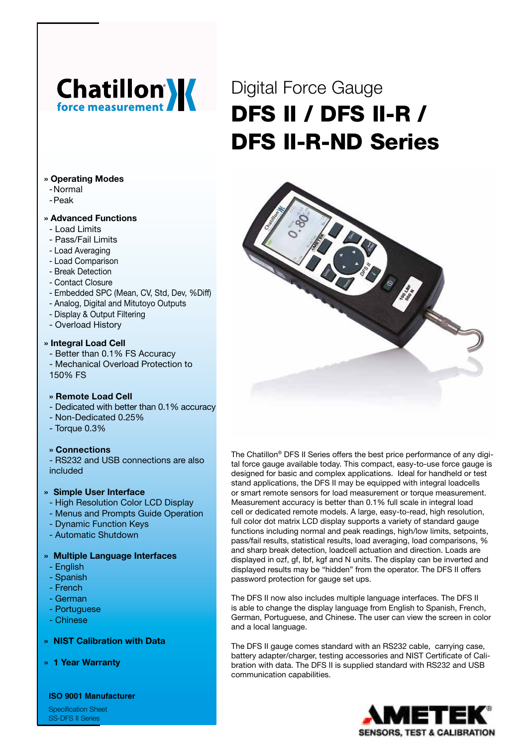Chatillon
force measurement

# Digital Force Gauge
# DFS II / DFS II-R / DFS II-R-ND Series

**» Operating Modes**
- Normal
- Peak

**» Advanced Functions**
- Load Limits
- Pass/Fail Limits
- Load Averaging
- Load Comparison
- Break Detection
- Contact Closure
- Embedded SPC (Mean, CV, Std, Dev, %Diff)
- Analog, Digital and Mitutoyo Outputs
- Display & Output Filtering
- Overload History

**» Integral Load Cell**
- Better than 0.1% FS Accuracy
- Mechanical Overload Protection to 150% FS

**» Remote Load Cell**
- Dedicated with better than 0.1% accuracy
- Non-Dedicated 0.25%
- Torque 0.3%

**» Connections**
- RS232 and USB connections are also included

**» Simple User Interface**
- High Resolution Color LCD Display
- Menus and Prompts Guide Operation
- Dynamic Function Keys
- Automatic Shutdown

**» Multiple Language Interfaces**
- English
- Spanish
- French
- German
- Portuguese
- Chinese

**» NIST Calibration with Data**

**» 1 Year Warranty**

**ISO 9001 Manufacturer**

Specification Sheet
SS-DFS II Series

The Chatillon® DFS II Series offers the best price performance of any digital force gauge available today. This compact, easy-to-use force gauge is designed for basic and complex applications. Ideal for handheld or test stand applications, the DFS II may be equipped with integral loadcells or smart remote sensors for load measurement or torque measurement. Measurement accuracy is better than 0.1% full scale in integral load cell or dedicated remote models. A large, easy-to-read, high resolution, full color dot matrix LCD display supports a variety of standard gauge functions including normal and peak readings, high/low limits, setpoints, pass/fail results, statistical results, load averaging, load comparisons, % and sharp break detection, loadcell actuation and direction. Loads are displayed in ozf, gf, lbf, kgf and N units. The display can be inverted and displayed results may be "hidden" from the operator. The DFS II offers password protection for gauge set ups.

The DFS II now also includes multiple language interfaces. The DFS II is able to change the display language from English to Spanish, French, German, Portuguese, and Chinese. The user can view the screen in color and a local language.

The DFS II gauge comes standard with an RS232 cable, carrying case, battery adapter/charger, testing accessories and NIST Certificate of Calibration with data. The DFS II is supplied standard with RS232 and USB communication capabilities.

AMETEK®
SENSORS, TEST & CALIBRATION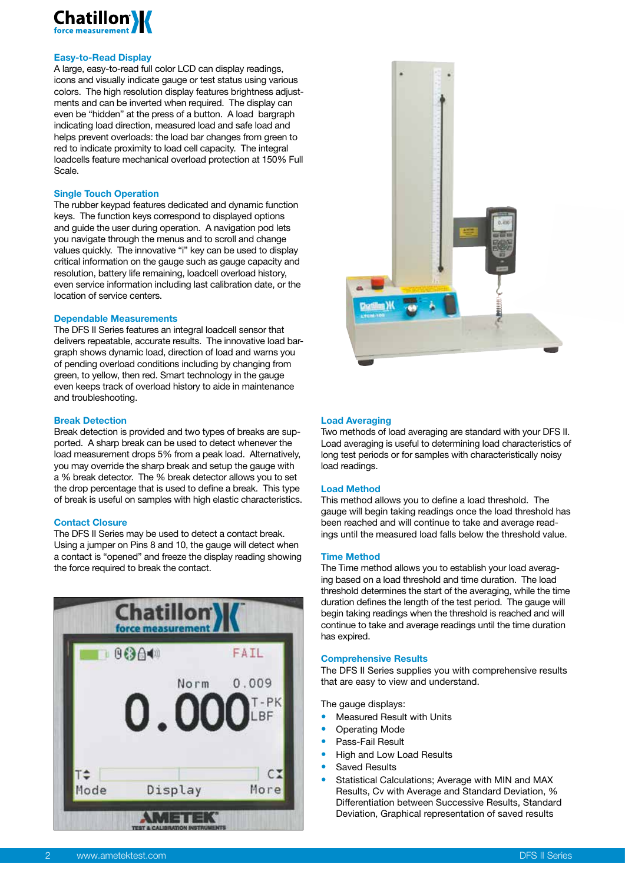## Easy-to-Read Display

A large, easy-to-read full color LCD can display readings, icons and visually indicate gauge or test status using various colors. The high resolution display features brightness adjustments and can be inverted when required. The display can even be "hidden" at the press of a button. A load bargraph indicating load direction, measured load and safe load and helps prevent overloads: the load bar changes from green to red to indicate proximity to load cell capacity. The integral loadcells feature mechanical overload protection at 150% Full Scale.

## Single Touch Operation

The rubber keypad features dedicated and dynamic function keys. The function keys correspond to displayed options and guide the user during operation. A navigation pod lets you navigate through the menus and to scroll and change values quickly. The innovative "i" key can be used to display critical information on the gauge such as gauge capacity and resolution, battery life remaining, loadcell overload history, even service information including last calibration date, or the location of service centers.

## Dependable Measurements

The DFS II Series features an integral loadcell sensor that delivers repeatable, accurate results. The innovative load bargraph shows dynamic load, direction of load and warns you of pending overload conditions including by changing from green, to yellow, then red. Smart technology in the gauge even keeps track of overload history to aide in maintenance and troubleshooting.

## Break Detection

Break detection is provided and two types of breaks are supported. A sharp break can be used to detect whenever the load measurement drops 5% from a peak load. Alternatively, you may override the sharp break and setup the break with a % break detector. The % break detector allows you to set the drop percentage that is used to define a break. This type of break is useful on samples with high elastic characteristics.

## Contact Closure

The DFS II Series may be used to detect a contact break. Using a jumper on Pins 8 and 10, the gauge will detect when a contact is "opened" and freeze the display reading showing the force required to break the contact.

## Load Averaging

Two methods of load averaging are standard with your DFS II. Load averaging is useful to determining load characteristics of long test periods or for samples with characteristically noisy load readings.

## Load Method

This method allows you to define a load threshold. The gauge will begin taking readings once the load threshold has been reached and will continue to take and average readings until the measured load falls below the threshold value.

## Time Method

The Time method allows you to establish your load averaging based on a load threshold and time duration. The load threshold determines the start of the averaging, while the time duration defines the length of the test period. The gauge will begin taking readings when the threshold is reached and will continue to take and average readings until the time duration has expired.

## Comprehensive Results

The DFS II Series supplies you with comprehensive results that are easy to view and understand.

The gauge displays:

- Measured Result with Units
- Operating Mode
- Pass-Fail Result
- High and Low Load Results
- Saved Results
- Statistical Calculations; Average with MIN and MAX Results, Cv with Average and Standard Deviation, % Differentiation between Successive Results, Standard Deviation, Graphical representation of saved results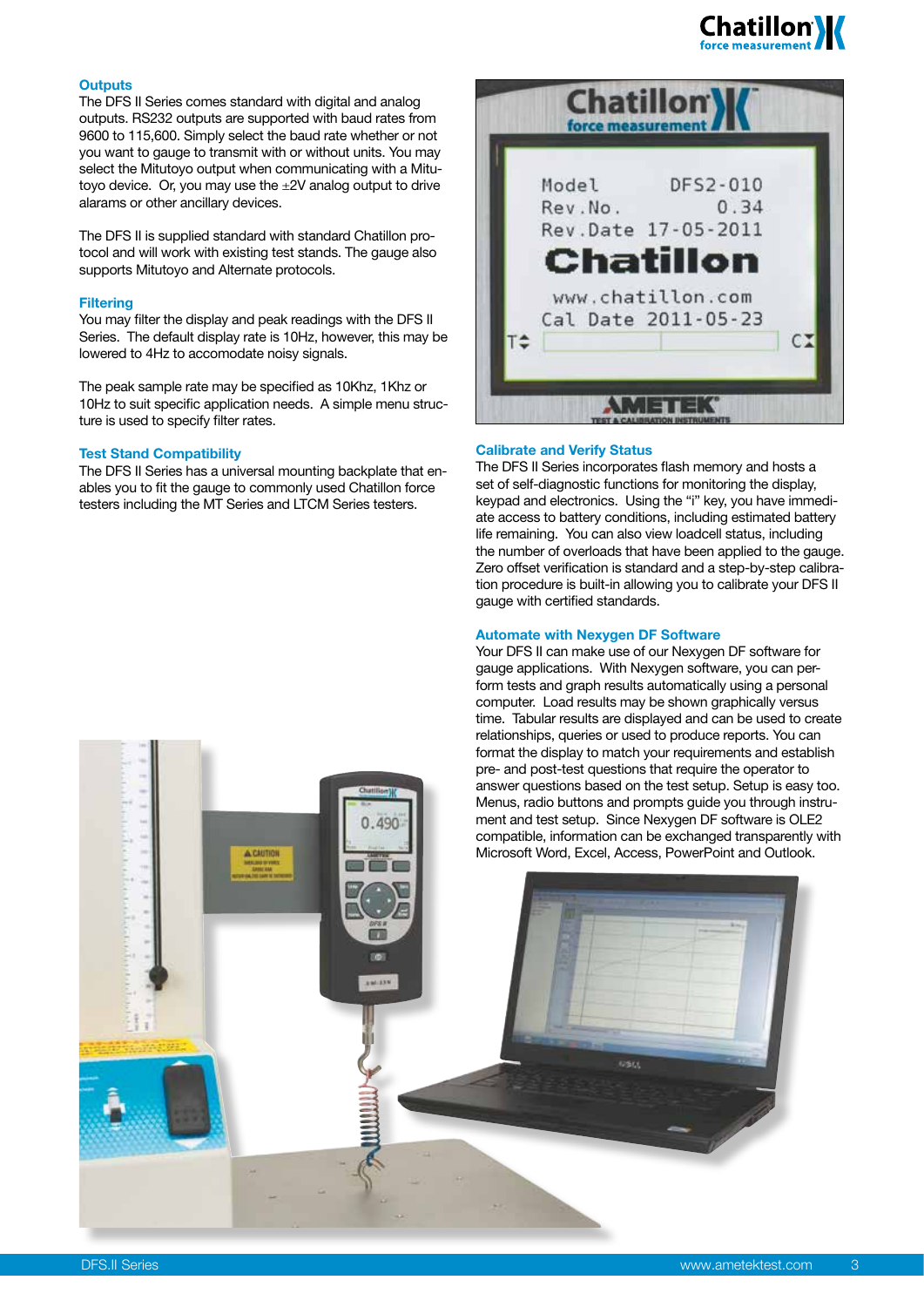## Outputs

The DFS II Series comes standard with digital and analog outputs. RS232 outputs are supported with baud rates from 9600 to 115,600. Simply select the baud rate whether or not you want to gauge to transmit with or without units. You may select the Mitutoyo output when communicating with a Mitutoyo device. Or, you may use the ±2V analog output to drive alarams or other ancillary devices.

The DFS II is supplied standard with standard Chatillon protocol and will work with existing test stands. The gauge also supports Mitutoyo and Alternate protocols.

## Filtering

You may filter the display and peak readings with the DFS II Series. The default display rate is 10Hz, however, this may be lowered to 4Hz to accomodate noisy signals.

The peak sample rate may be specified as 10Khz, 1Khz or 10Hz to suit specific application needs. A simple menu structure is used to specify filter rates.

## Test Stand Compatibility

The DFS II Series has a universal mounting backplate that enables you to fit the gauge to commonly used Chatillon force testers including the MT Series and LTCM Series testers.

## Calibrate and Verify Status

The DFS II Series incorporates flash memory and hosts a set of self-diagnostic functions for monitoring the display, keypad and electronics. Using the "i" key, you have immediate access to battery conditions, including estimated battery life remaining. You can also view loadcell status, including the number of overloads that have been applied to the gauge. Zero offset verification is standard and a step-by-step calibration procedure is built-in allowing you to calibrate your DFS II gauge with certified standards.

## Automate with Nexygen DF Software

Your DFS II can make use of our Nexygen DF software for gauge applications. With Nexygen software, you can perform tests and graph results automatically using a personal computer. Load results may be shown graphically versus time. Tabular results are displayed and can be used to create relationships, queries or used to produce reports. You can format the display to match your requirements and establish pre- and post-test questions that require the operator to answer questions based on the test setup. Setup is easy too. Menus, radio buttons and prompts guide you through instrument and test setup. Since Nexygen DF software is OLE2 compatible, information can be exchanged transparently with Microsoft Word, Excel, Access, PowerPoint and Outlook.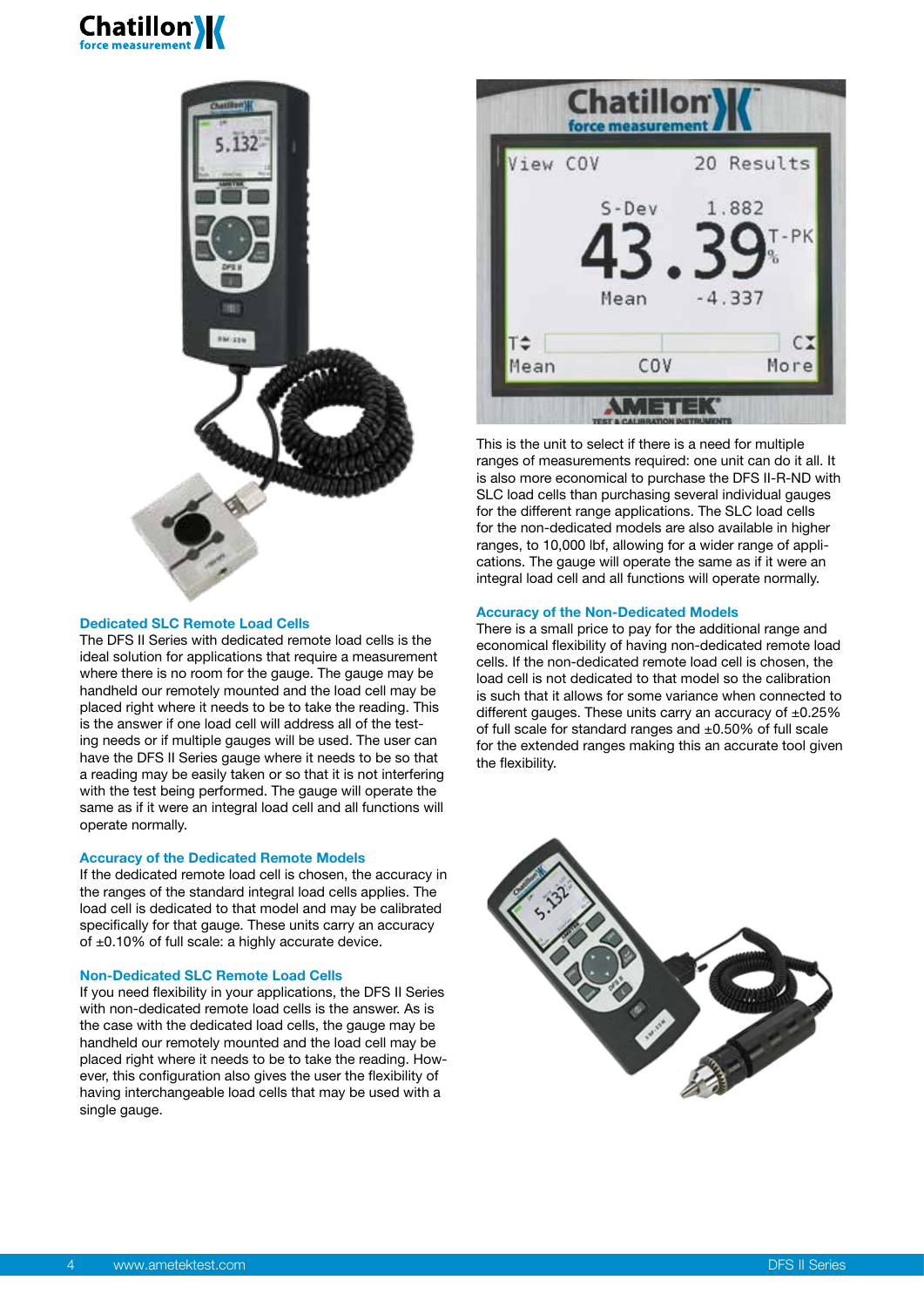### Dedicated SLC Remote Load Cells

The DFS II Series with dedicated remote load cells is the ideal solution for applications that require a measurement where there is no room for the gauge. The gauge may be handheld our remotely mounted and the load cell may be placed right where it needs to be to take the reading. This is the answer if one load cell will address all of the testing needs or if multiple gauges will be used. The user can have the DFS II Series gauge where it needs to be so that a reading may be easily taken or so that it is not interfering with the test being performed. The gauge will operate the same as if it were an integral load cell and all functions will operate normally.

### Accuracy of the Dedicated Remote Models

If the dedicated remote load cell is chosen, the accuracy in the ranges of the standard integral load cells applies. The load cell is dedicated to that model and may be calibrated specifically for that gauge. These units carry an accuracy of ±0.10% of full scale: a highly accurate device.

### Non-Dedicated SLC Remote Load Cells

If you need flexibility in your applications, the DFS II Series with non-dedicated remote load cells is the answer. As is the case with the dedicated load cells, the gauge may be handheld our remotely mounted and the load cell may be placed right where it needs to be to take the reading. However, this configuration also gives the user the flexibility of having interchangeable load cells that may be used with a single gauge.

This is the unit to select if there is a need for multiple ranges of measurements required: one unit can do it all. It is also more economical to purchase the DFS II-R-ND with SLC load cells than purchasing several individual gauges for the different range applications. The SLC load cells for the non-dedicated models are also available in higher ranges, to 10,000 lbf, allowing for a wider range of applications. The gauge will operate the same as if it were an integral load cell and all functions will operate normally.

### Accuracy of the Non-Dedicated Models

There is a small price to pay for the additional range and economical flexibility of having non-dedicated remote load cells. If the non-dedicated remote load cell is chosen, the load cell is not dedicated to that model so the calibration is such that it allows for some variance when connected to different gauges. These units carry an accuracy of ±0.25% of full scale for standard ranges and ±0.50% of full scale for the extended ranges making this an accurate tool given the flexibility.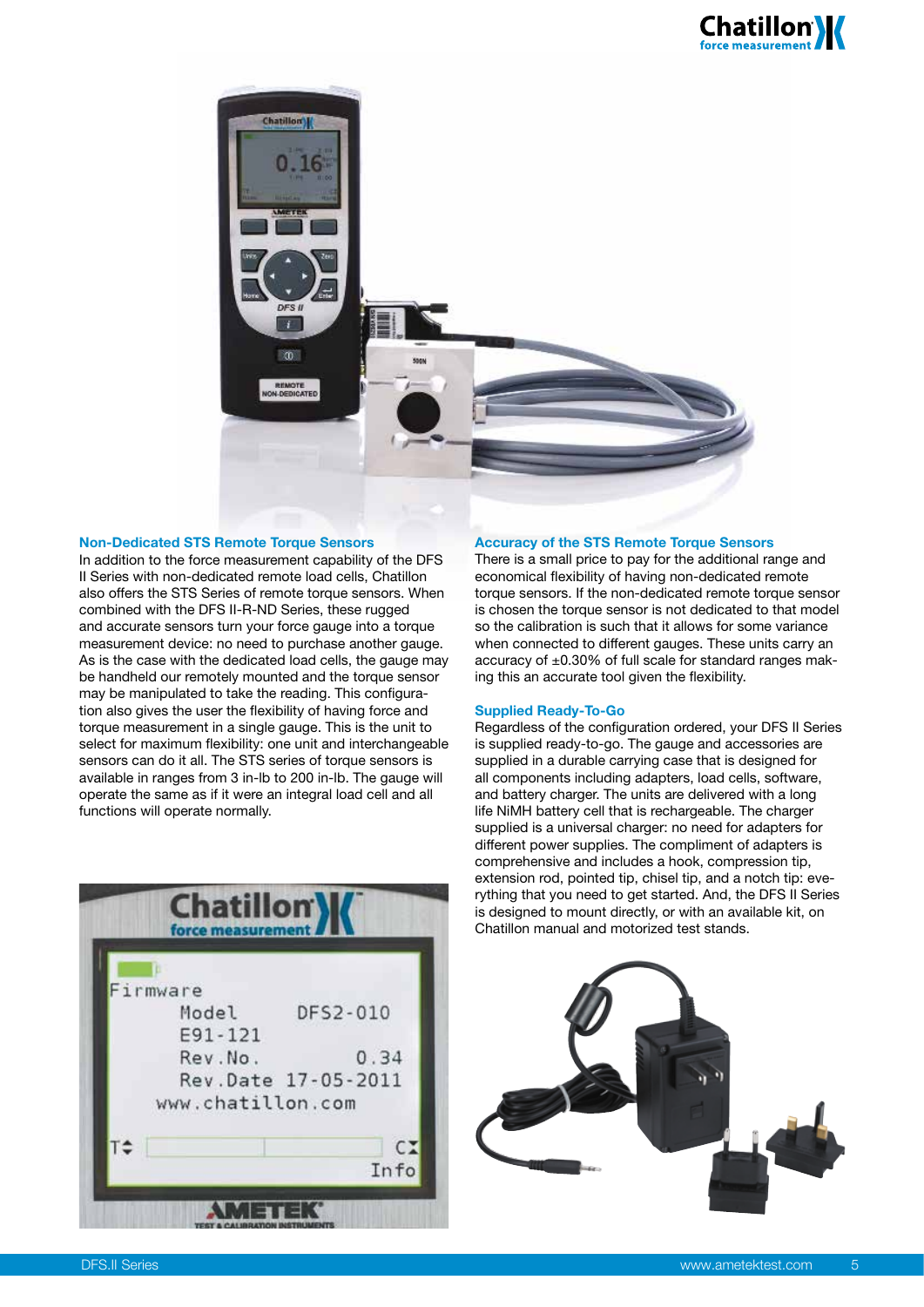## Non-Dedicated STS Remote Torque Sensors

In addition to the force measurement capability of the DFS II Series with non-dedicated remote load cells, Chatillon also offers the STS Series of remote torque sensors. When combined with the DFS II-R-ND Series, these rugged and accurate sensors turn your force gauge into a torque measurement device: no need to purchase another gauge. As is the case with the dedicated load cells, the gauge may be handheld our remotely mounted and the torque sensor may be manipulated to take the reading. This configuration also gives the user the flexibility of having force and torque measurement in a single gauge. This is the unit to select for maximum flexibility: one unit and interchangeable sensors can do it all. The STS series of torque sensors is available in ranges from 3 in-lb to 200 in-lb. The gauge will operate the same as if it were an integral load cell and all functions will operate normally.

## Accuracy of the STS Remote Torque Sensors

There is a small price to pay for the additional range and economical flexibility of having non-dedicated remote torque sensors. If the non-dedicated remote torque sensor is chosen the torque sensor is not dedicated to that model so the calibration is such that it allows for some variance when connected to different gauges. These units carry an accuracy of ±0.30% of full scale for standard ranges making this an accurate tool given the flexibility.

## Supplied Ready-To-Go

Regardless of the configuration ordered, your DFS II Series is supplied ready-to-go. The gauge and accessories are supplied in a durable carrying case that is designed for all components including adapters, load cells, software, and battery charger. The units are delivered with a long life NiMH battery cell that is rechargeable. The charger supplied is a universal charger: no need for adapters for different power supplies. The compliment of adapters is comprehensive and includes a hook, compression tip, extension rod, pointed tip, chisel tip, and a notch tip: everything that you need to get started. And, the DFS II Series is designed to mount directly, or with an available kit, on Chatillon manual and motorized test stands.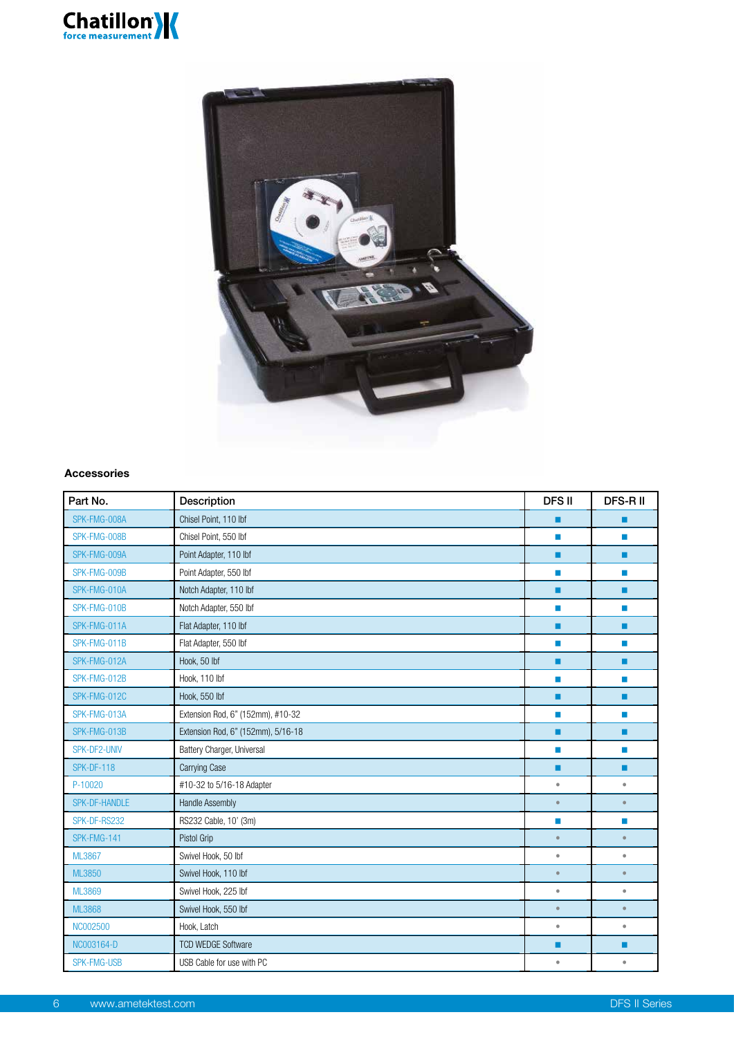## Accessories

| Part No. | Description | DFS II | DFS-R II |
|---|---|---|---|
| SPK-FMG-008A | Chisel Point, 110 lbf | ■ | ■ |
| SPK-FMG-008B | Chisel Point, 550 lbf | ■ | ■ |
| SPK-FMG-009A | Point Adapter, 110 lbf | ■ | ■ |
| SPK-FMG-009B | Point Adapter, 550 lbf | ■ | ■ |
| SPK-FMG-010A | Notch Adapter, 110 lbf | ■ | ■ |
| SPK-FMG-010B | Notch Adapter, 550 lbf | ■ | ■ |
| SPK-FMG-011A | Flat Adapter, 110 lbf | ■ | ■ |
| SPK-FMG-011B | Flat Adapter, 550 lbf | ■ | ■ |
| SPK-FMG-012A | Hook, 50 lbf | ■ | ■ |
| SPK-FMG-012B | Hook, 110 lbf | ■ | ■ |
| SPK-FMG-012C | Hook, 550 lbf | ■ | ■ |
| SPK-FMG-013A | Extension Rod, 6" (152mm), #10-32 | ■ | ■ |
| SPK-FMG-013B | Extension Rod, 6" (152mm), 5/16-18 | ■ | ■ |
| SPK-DF2-UNIV | Battery Charger, Universal | ■ | ■ |
| SPK-DF-118 | Carrying Case | ■ | ■ |
| P-10020 | #10-32 to 5/16-18 Adapter | • | • |
| SPK-DF-HANDLE | Handle Assembly | • | • |
| SPK-DF-RS232 | RS232 Cable, 10' (3m) | ■ | ■ |
| SPK-FMG-141 | Pistol Grip | • | • |
| ML3867 | Swivel Hook, 50 lbf | • | • |
| ML3850 | Swivel Hook, 110 lbf | • | • |
| ML3869 | Swivel Hook, 225 lbf | • | • |
| ML3868 | Swivel Hook, 550 lbf | • | • |
| NC002500 | Hook, Latch | • | • |
| NC003164-D | TCD WEDGE Software | ■ | ■ |
| SPK-FMG-USB | USB Cable for use with PC | • | • |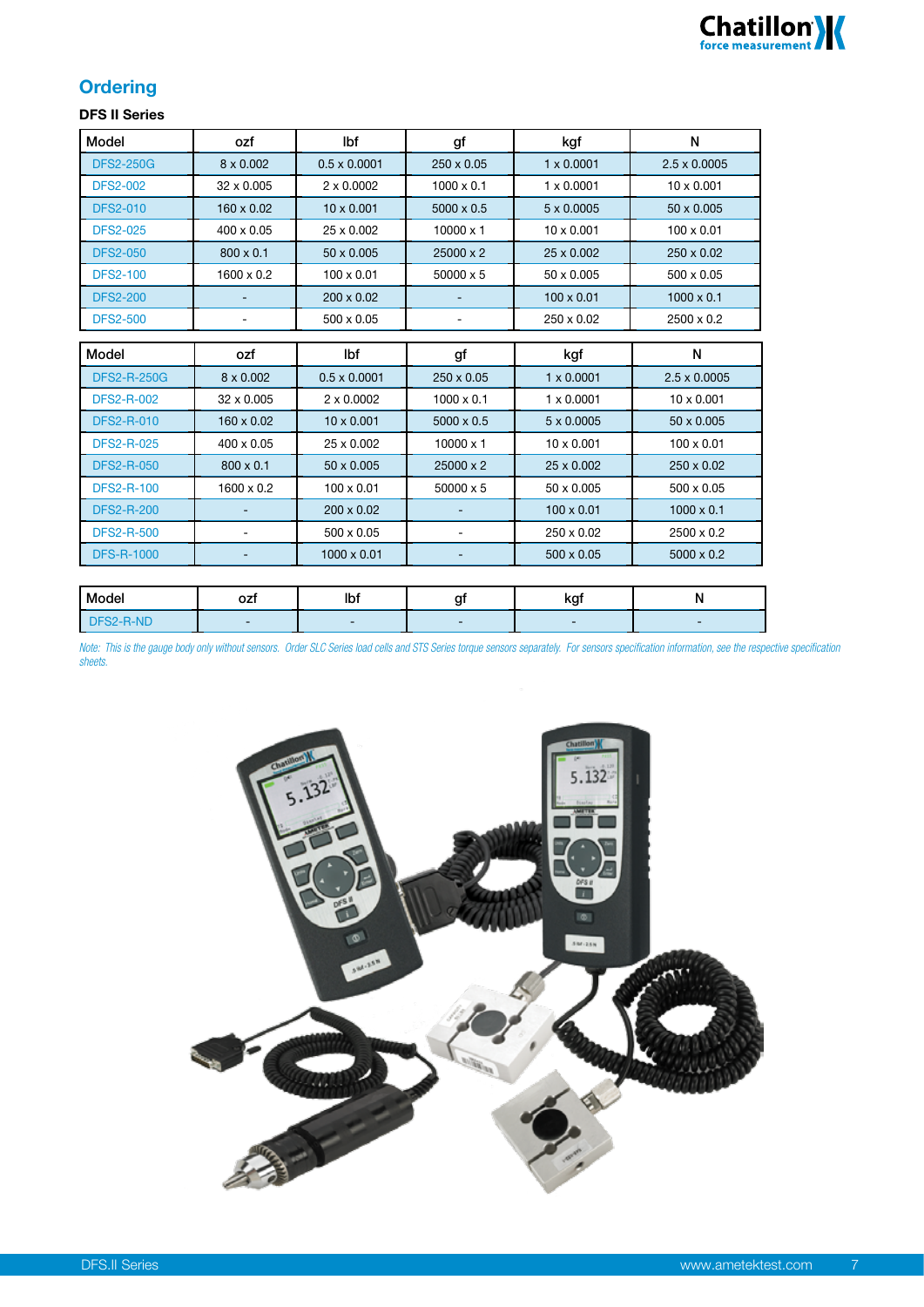## Ordering

### DFS II Series

| Model | ozf | lbf | gf | kgf | N |
|---|---|---|---|---|---|
| DFS2-250G | 8 x 0.002 | 0.5 x 0.0001 | 250 x 0.05 | 1 x 0.0001 | 2.5 x 0.0005 |
| DFS2-002 | 32 x 0.005 | 2 x 0.0002 | 1000 x 0.1 | 1 x 0.0001 | 10 x 0.001 |
| DFS2-010 | 160 x 0.02 | 10 x 0.001 | 5000 x 0.5 | 5 x 0.0005 | 50 x 0.005 |
| DFS2-025 | 400 x 0.05 | 25 x 0.002 | 10000 x 1 | 10 x 0.001 | 100 x 0.01 |
| DFS2-050 | 800 x 0.1 | 50 x 0.005 | 25000 x 2 | 25 x 0.002 | 250 x 0.02 |
| DFS2-100 | 1600 x 0.2 | 100 x 0.01 | 50000 x 5 | 50 x 0.005 | 500 x 0.05 |
| DFS2-200 | - | 200 x 0.02 | - | 100 x 0.01 | 1000 x 0.1 |
| DFS2-500 | - | 500 x 0.05 | - | 250 x 0.02 | 2500 x 0.2 |

| Model | ozf | lbf | gf | kgf | N |
|---|---|---|---|---|---|
| DFS2-R-250G | 8 x 0.002 | 0.5 x 0.0001 | 250 x 0.05 | 1 x 0.0001 | 2.5 x 0.0005 |
| DFS2-R-002 | 32 x 0.005 | 2 x 0.0002 | 1000 x 0.1 | 1 x 0.0001 | 10 x 0.001 |
| DFS2-R-010 | 160 x 0.02 | 10 x 0.001 | 5000 x 0.5 | 5 x 0.0005 | 50 x 0.005 |
| DFS2-R-025 | 400 x 0.05 | 25 x 0.002 | 10000 x 1 | 10 x 0.001 | 100 x 0.01 |
| DFS2-R-050 | 800 x 0.1 | 50 x 0.005 | 25000 x 2 | 25 x 0.002 | 250 x 0.02 |
| DFS2-R-100 | 1600 x 0.2 | 100 x 0.01 | 50000 x 5 | 50 x 0.005 | 500 x 0.05 |
| DFS2-R-200 | - | 200 x 0.02 | - | 100 x 0.01 | 1000 x 0.1 |
| DFS2-R-500 | - | 500 x 0.05 | - | 250 x 0.02 | 2500 x 0.2 |
| DFS-R-1000 | - | 1000 x 0.01 | - | 500 x 0.05 | 5000 x 0.2 |

| Model | ozf | lbf | gf | kgf | N |
|---|---|---|---|---|---|
| DFS2-R-ND | - | - | - | - | - |

*Note: This is the gauge body only without sensors. Order SLC Series load cells and STS Series torque sensors separately. For sensors specification information, see the respective specification sheets.*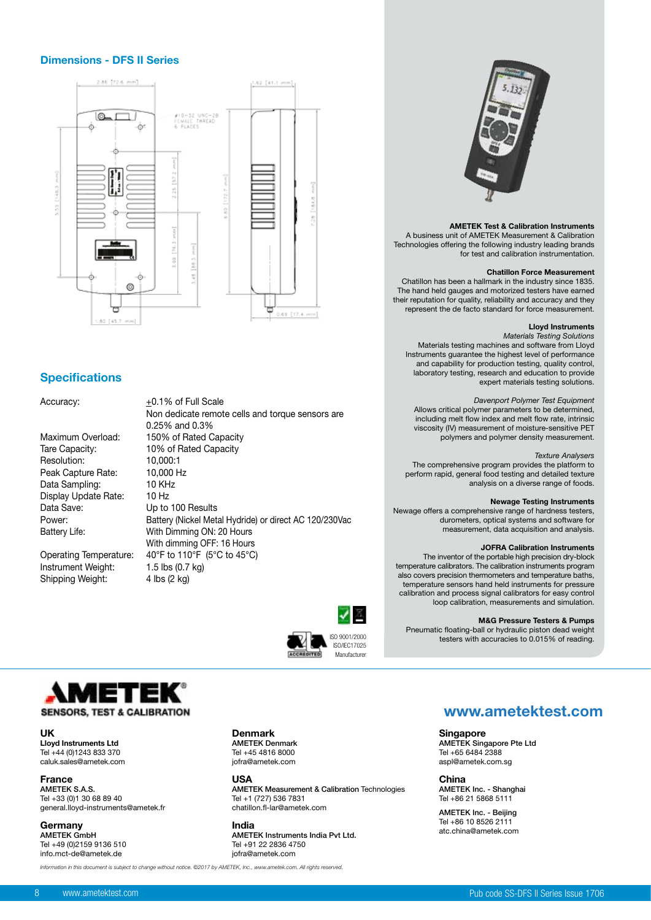## Dimensions - DFS II Series

2.86 [72.6 mm]

#10-32 UNC-2B FEMALE THREAD 6 PLACES

1.62 [41.1 mm]

5.53 [140.3 mm]

2.25 [57.2 mm]

6.80 [172.7 mm]

7.28 [184.8 mm]

3.00 [76.3 mm]

3.45 [88.5 mm]

1.80 [45.7 mm]

0.69 [17.4 mm]

## Specifications

| | |
|---|---|
| Accuracy: | +0.1% of Full Scale<br>Non dedicate remote cells and torque sensors are 0.25% and 0.3% |
| Maximum Overload: | 150% of Rated Capacity |
| Tare Capacity: | 10% of Rated Capacity |
| Resolution: | 10,000:1 |
| Peak Capture Rate: | 10,000 Hz |
| Data Sampling: | 10 KHz |
| Display Update Rate: | 10 Hz |
| Data Save: | Up to 100 Results |
| Power: | Battery (Nickel Metal Hydride) or direct AC 120/230Vac |
| Battery Life: | With Dimming ON: 20 Hours<br>With dimming OFF: 16 Hours |
| Operating Temperature: | 40°F to 110°F (5°C to 45°C) |
| Instrument Weight: | 1.5 lbs (0.7 kg) |
| Shipping Weight: | 4 lbs (2 kg) |

ACCREDITED

ISO 9001/2000
ISO/IEC17025
Manufacturer

**AMETEK Test & Calibration Instruments**
A business unit of AMETEK Measurement & Calibration Technologies offering the following industry leading brands for test and calibration instrumentation.

**Chatillon Force Measurement**
Chatillon has been a hallmark in the industry since 1835. The hand held gauges and motorized testers have earned their reputation for quality, reliability and accuracy and they represent the de facto standard for force measurement.

**Lloyd Instruments**
*Materials Testing Solutions*
Materials testing machines and software from Lloyd Instruments guarantee the highest level of performance and capability for production testing, quality control, laboratory testing, research and education to provide expert materials testing solutions.

*Davenport Polymer Test Equipment*
Allows critical polymer parameters to be determined, including melt flow index and melt flow rate, intrinsic viscosity (IV) measurement of moisture-sensitive PET polymers and polymer density measurement.

*Texture Analysers*
The comprehensive program provides the platform to perform rapid, general food testing and detailed texture analysis on a diverse range of foods.

**Newage Testing Instruments**
Newage offers a comprehensive range of hardness testers, durometers, optical systems and software for measurement, data acquisition and analysis.

**JOFRA Calibration Instruments**
The inventor of the portable high precision dry-block temperature calibrators. The calibration instruments program also covers precision thermometers and temperature baths, temperature sensors hand held instruments for pressure calibration and process signal calibrators for easy control loop calibration, measurements and simulation.

**M&G Pressure Testers & Pumps**
Pneumatic floating-ball or hydraulic piston dead weight testers with accuracies to 0.015% of reading.

**AMETEK®**
**SENSORS, TEST & CALIBRATION**

## www.ametektest.com

**UK**
**Lloyd Instruments Ltd**
Tel +44 (0)1243 833 370
caluk.sales@ametek.com

**France**
**AMETEK S.A.S.**
Tel +33 (0)1 30 68 89 40
general.lloyd-instruments@ametek.fr

**Germany**
**AMETEK GmbH**
Tel +49 (0)2159 9136 510
info.mct-de@ametek.de

**Denmark**
**AMETEK Denmark**
Tel +45 4816 8000
jofra@ametek.com

**USA**
**AMETEK Measurement & Calibration Technologies**
Tel +1 (727) 536 7831
chatillon.fl-lar@ametek.com

**India**
**AMETEK Instruments India Pvt Ltd.**
Tel +91 22 2836 4750
jofra@ametek.com

**Singapore**
**AMETEK Singapore Pte Ltd**
Tel +65 6484 2388
aspl@ametek.com.sg

**China**
**AMETEK Inc. - Shanghai**
Tel +86 21 5868 5111

**AMETEK Inc. - Beijing**
Tel +86 10 8526 2111
atc.china@ametek.com

*Information in this document is subject to change without notice. ©2017 by AMETEK, Inc., www.ametek.com. All rights reserved.*

www.ametektest.com

Pub code SS-DFS II Series Issue 1706